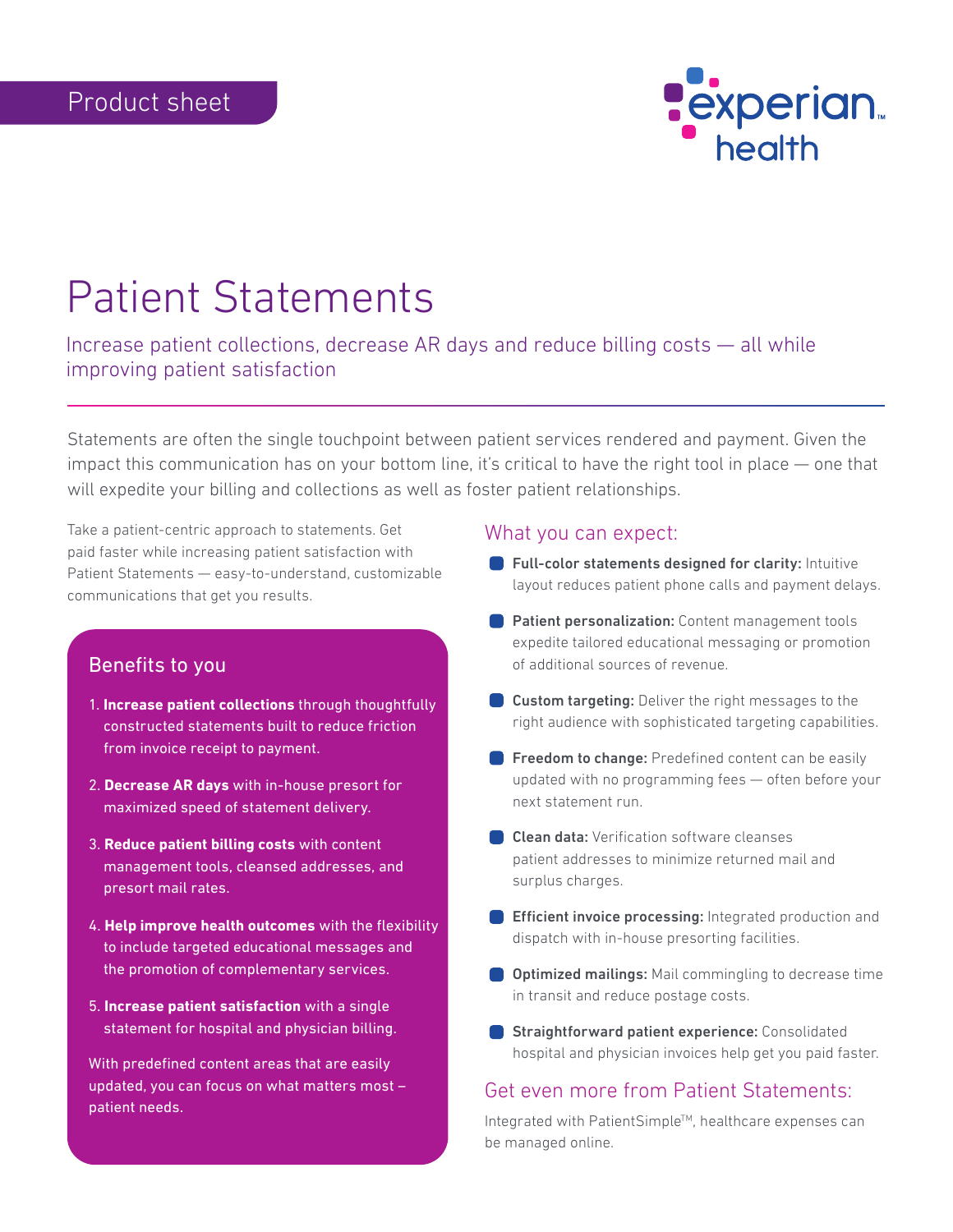Product sheet

# Patient Statements

## Increase patient collections, decrease AR days and reduce billing costs — all while improving patient satisfaction

Statements are often the single touchpoint between patient services rendered and payment. Given the impact this communication has on your bottom line, it's critical to have the right tool in place — one that will expedite your billing and collections as well as foster patient relationships.

Take a patient-centric approach to statements. Get paid faster while increasing patient satisfaction with Patient Statements — easy-to-understand, customizable communications that get you results.

### Benefits to you

1. **Increase patient collections** through thoughtfully constructed statements built to reduce friction from invoice receipt to payment.
2. **Decrease AR days** with in-house presort for maximized speed of statement delivery.
3. **Reduce patient billing costs** with content management tools, cleansed addresses, and presort mail rates.
4. **Help improve health outcomes** with the flexibility to include targeted educational messages and the promotion of complementary services.
5. **Increase patient satisfaction** with a single statement for hospital and physician billing.

With predefined content areas that are easily updated, you can focus on what matters most – patient needs.

### What you can expect:

- **Full-color statements designed for clarity:** Intuitive layout reduces patient phone calls and payment delays.
- **Patient personalization:** Content management tools expedite tailored educational messaging or promotion of additional sources of revenue.
- **Custom targeting:** Deliver the right messages to the right audience with sophisticated targeting capabilities.
- **Freedom to change:** Predefined content can be easily updated with no programming fees — often before your next statement run.
- **Clean data:** Verification software cleanses patient addresses to minimize returned mail and surplus charges.
- **Efficient invoice processing:** Integrated production and dispatch with in-house presorting facilities.
- **Optimized mailings:** Mail commingling to decrease time in transit and reduce postage costs.
- **Straightforward patient experience:** Consolidated hospital and physician invoices help get you paid faster.

### Get even more from Patient Statements:

Integrated with PatientSimple™, healthcare expenses can be managed online.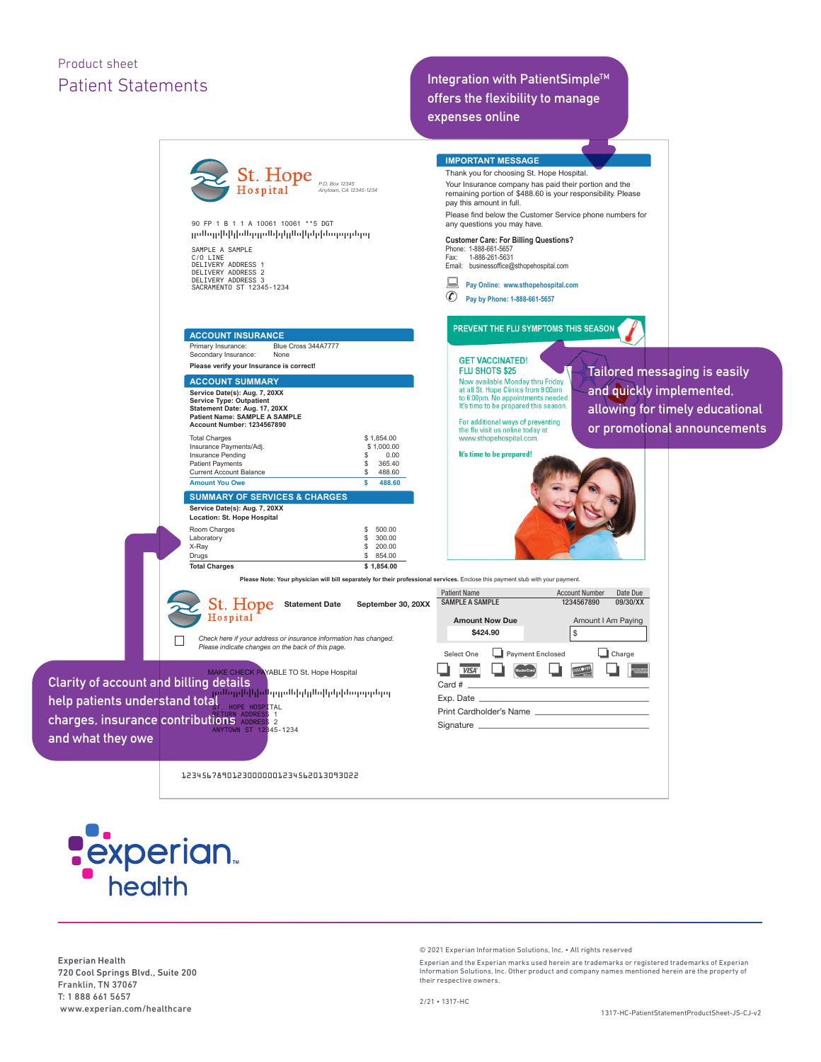Product sheet

# Patient Statements

Integration with PatientSimple™ offers the flexibility to manage expenses online

St. Hope Hospital
P.O. Box 12345
Anytown, CA 12345-1234

90 FP 1 B 1 1 A 10061 10061 **5 DGT

SAMPLE A SAMPLE
C/O LINE
DELIVERY ADDRESS 1
DELIVERY ADDRESS 2
DELIVERY ADDRESS 3
SACRAMENTO ST 12345-1234

## IMPORTANT MESSAGE

Thank you for choosing St. Hope Hospital.

Your Insurance company has paid their portion and the remaining portion of $488.60 is your responsibility. Please pay this amount in full.

Please find below the Customer Service phone numbers for any questions you may have.

**Customer Care: For Billing Questions?**
Phone: 1-888-661-5657
Fax: 1-888-261-5631
Email: businessoffice@sthopehospital.com

Pay Online: www.sthopehospital.com
Pay by Phone: 1-888-661-5657

## ACCOUNT INSURANCE

| | |
|---|---|
| Primary Insurance: | Blue Cross 344A7777 |
| Secondary Insurance: | None |

**Please verify your Insurance is correct!**

## ACCOUNT SUMMARY

**Service Date(s): Aug. 7, 20XX**
**Service Type: Outpatient**
**Statement Date: Aug. 17, 20XX**
**Patient Name: SAMPLE A SAMPLE**
**Account Number: 1234567890**

| | |
|---|---|
| Total Charges | $ 1,854.00 |
| Insurance Payments/Adj. | $ 1,000.00 |
| Insurance Pending | $ 0.00 |
| Patient Payments | $ 365.40 |
| Current Account Balance | $ 488.60 |
| Amount You Owe | $ 488.60 |

## SUMMARY OF SERVICES & CHARGES

**Service Date(s): Aug. 7, 20XX**
**Location: St. Hope Hospital**

| | |
|---|---|
| Room Charges | $ 500.00 |
| Laboratory | $ 300.00 |
| X-Ray | $ 200.00 |
| Drugs | $ 854.00 |
| **Total Charges** | **$ 1,854.00** |

## PREVENT THE FLU SYMPTOMS THIS SEASON

GET VACCINATED!
FLU SHOTS $25

Now available Monday thru Friday at all St. Hope Clinics from 9:00am to 6:00pm. No appointments needed. It's time to be prepared this season.

For additional ways of preventing the flu visit us online today at www.sthopehospital.com.

It's time to be prepared!

Tailored messaging is easily and quickly implemented, allowing for timely educational or promotional announcements

**Please Note: Your physician will bill separately for their professional services.** Enclose this payment stub with your payment.

St. Hope Hospital — **Statement Date** **September 30, 20XX**

| Patient Name | Account Number | Date Due |
|---|---|---|
| SAMPLE A SAMPLE | 1234567890 | 09/30/XX |

| Amount Now Due | Amount I Am Paying |
|---|---|
| $424.90 | $ |

☐ *Check here if your address or insurance information has changed. Please indicate changes on the back of this page.*

Select One ☐ Payment Enclosed ☐ Charge

☐ VISA ☐ MasterCard ☐ Discover ☐ American Express

Card # ____________
Exp. Date ____________
Print Cardholder's Name ____________
Signature ____________

MAKE CHECK PAYABLE TO St. Hope Hospital

ST. HOPE HOSPITAL
RETURN ADDRESS 1
RETURN ADDRESS 2
ANYTOWN ST 12345-1234

Clarity of account and billing details help patients understand total charges, insurance contributions and what they owe

123456789012300000012345620130930222

experian health

Experian Health
720 Cool Springs Blvd., Suite 200
Franklin, TN 37067
T: 1 888 661 5657
www.experian.com/healthcare

© 2021 Experian Information Solutions, Inc. • All rights reserved

Experian and the Experian marks used herein are trademarks or registered trademarks of Experian Information Solutions, Inc. Other product and company names mentioned herein are the property of their respective owners.

2/21 • 1317-HC

1317-HC-PatientStatementProductSheet-JS-CJ-v2